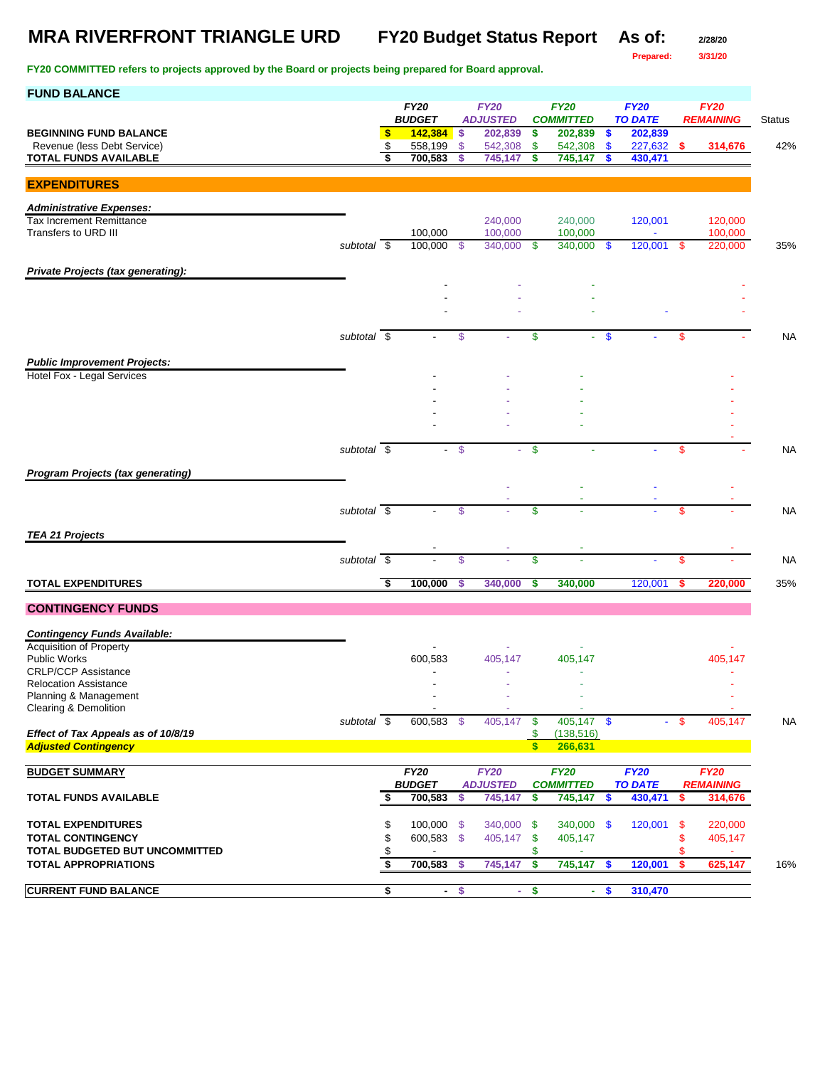# MRA RIVERFRONT TRIANGLE URD

**FY20 Budget Status Report** **As of:** 2/28/20

**Prepared:** 3/31/20

**FY20 COMMITTED refers to projects approved by the Board or projects being prepared for Board approval.**

## FUND BALANCE

| | FY20 BUDGET | FY20 ADJUSTED | FY20 COMMITTED | FY20 TO DATE | FY20 REMAINING | Status |
|---|---|---|---|---|---|---|
| **BEGINNING FUND BALANCE** | **$ 142,384** | **$ 202,839** | **$ 202,839** | **$ 202,839** | | |
| Revenue (less Debt Service) | $ 558,199 | $ 542,308 | $ 542,308 | $ 227,632 | **$ 314,676** | 42% |
| **TOTAL FUNDS AVAILABLE** | **$ 700,583** | **$ 745,147** | **$ 745,147** | **$ 430,471** | | |

## EXPENDITURES

| | FY20 BUDGET | FY20 ADJUSTED | FY20 COMMITTED | FY20 TO DATE | FY20 REMAINING | Status |
|---|---|---|---|---|---|---|
| ***Administrative Expenses:*** | | | | | | |
| Tax Increment Remittance | | 240,000 | 240,000 | 120,001 | 120,000 | |
| Transfers to URD III | 100,000 | 100,000 | 100,000 | - | 100,000 | |
| *subtotal* | $ 100,000 | $ 340,000 | $ 340,000 | $ 120,001 | $ 220,000 | 35% |
| ***Private Projects (tax generating):*** | | | | | | |
| | - | - | - | | - | |
| | - | - | - | | - | |
| | - | - | - | - | - | |
| *subtotal* | $ - | $ - | $ - | $ - | $ - | NA |
| ***Public Improvement Projects:*** | | | | | | |
| Hotel Fox - Legal Services | - | - | - | | - | |
| | - | - | - | | - | |
| | - | - | - | | - | |
| | - | - | - | | - | |
| | - | - | - | | - | |
| | | | | | - | |
| *subtotal* | $ - | $ - | $ - | - | $ - | NA |
| ***Program Projects (tax generating)*** | | | | | | |
| | | - | - | - | - | |
| | | - | - | - | - | |
| *subtotal* | $ - | $ - | $ - | - | $ - | NA |
| ***TEA 21 Projects*** | | | | | | |
| | - | - | - | | - | |
| *subtotal* | $ - | $ - | $ - | - | $ - | NA |
| **TOTAL EXPENDITURES** | **$ 100,000** | **$ 340,000** | **$ 340,000** | 120,001 | **$ 220,000** | 35% |

## CONTINGENCY FUNDS

| | FY20 BUDGET | FY20 ADJUSTED | FY20 COMMITTED | FY20 TO DATE | FY20 REMAINING | Status |
|---|---|---|---|---|---|---|
| ***Contingency Funds Available:*** | | | | | | |
| Acquisition of Property | - | - | - | | - | |
| Public Works | 600,583 | 405,147 | 405,147 | | 405,147 | |
| CRLP/CCP Assistance | - | - | - | | - | |
| Relocation Assistance | - | - | - | | - | |
| Planning & Management | - | - | - | | - | |
| Clearing & Demolition | - | - | - | | - | |
| *subtotal* | $ 600,583 | $ 405,147 | $ 405,147 | $ - | $ 405,147 | NA |
| ***Effect of Tax Appeals as of 10/8/19*** | | | $ (138,516) | | | |
| ***Adjusted Contingency*** | | | **$ 266,631** | | | |

## BUDGET SUMMARY

| | FY20 BUDGET | FY20 ADJUSTED | FY20 COMMITTED | FY20 TO DATE | FY20 REMAINING | |
|---|---|---|---|---|---|---|
| **TOTAL FUNDS AVAILABLE** | **$ 700,583** | **$ 745,147** | **$ 745,147** | **$ 430,471** | **$ 314,676** | |
| **TOTAL EXPENDITURES** | $ 100,000 | $ 340,000 | $ 340,000 | $ 120,001 | $ 220,000 | |
| **TOTAL CONTINGENCY** | $ 600,583 | $ 405,147 | $ 405,147 | | $ 405,147 | |
| **TOTAL BUDGETED BUT UNCOMMITTED** | $ - | | $ - | | $ - | |
| **TOTAL APPROPRIATIONS** | **$ 700,583** | **$ 745,147** | **$ 745,147** | **$ 120,001** | **$ 625,147** | 16% |
| **CURRENT FUND BALANCE** | **$ -** | **$ -** | **$ -** | **$ 310,470** | | |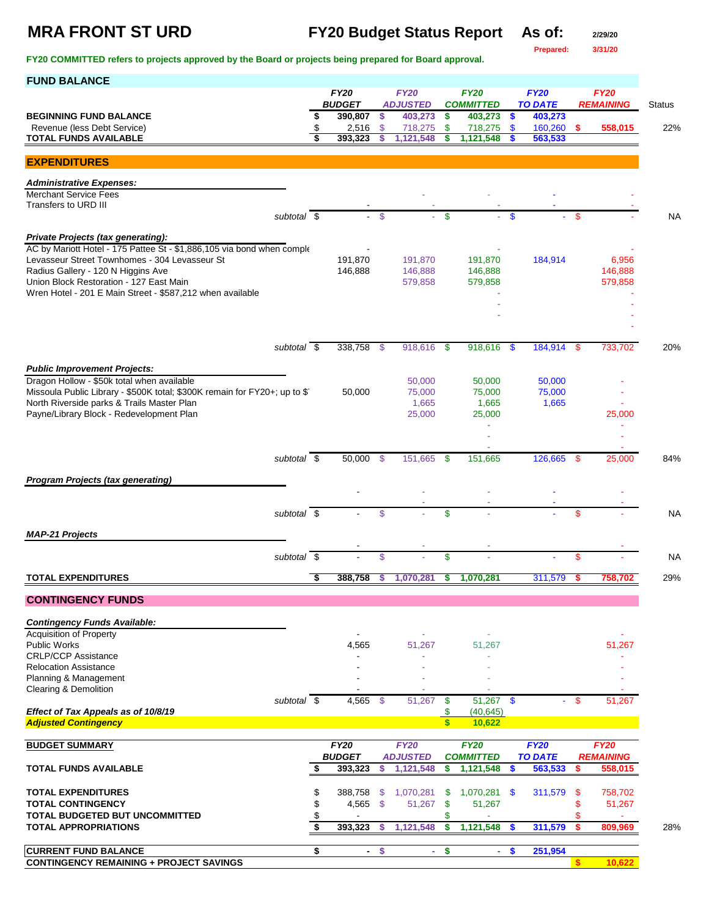# MRA FRONT ST URD

## FY20 Budget Status Report

**As of:** 2/29/20

**Prepared:** 3/31/20

**FY20 COMMITTED refers to projects approved by the Board or projects being prepared for Board approval.**

## FUND BALANCE

| | FY20 BUDGET | FY20 ADJUSTED | FY20 COMMITTED | FY20 TO DATE | FY20 REMAINING | Status |
|---|---|---|---|---|---|---|
| **BEGINNING FUND BALANCE** | $ 390,807 | $ 403,273 | $ 403,273 | $ 403,273 | | |
| Revenue (less Debt Service) | $ 2,516 | $ 718,275 | $ 718,275 | $ 160,260 | $ 558,015 | 22% |
| **TOTAL FUNDS AVAILABLE** | $ 393,323 | $ 1,121,548 | $ 1,121,548 | $ 563,533 | | |

## EXPENDITURES

| | FY20 BUDGET | FY20 ADJUSTED | FY20 COMMITTED | FY20 TO DATE | FY20 REMAINING | Status |
|---|---|---|---|---|---|---|
| ***Administrative Expenses:*** | | | | | | |
| Merchant Service Fees | | - | - | - | - | |
| Transfers to URD III | - | - | - | - | - | |
| *subtotal* | $ - | $ - | $ - | $ - | $ - | NA |
| ***Private Projects (tax generating):*** | | | | | | |
| AC by Mariott Hotel - 175 Pattee St - $1,886,105 via bond when comple | - | | - | | - | |
| Levasseur Street Townhomes - 304 Levasseur St | 191,870 | 191,870 | 191,870 | 184,914 | 6,956 | |
| Radius Gallery - 120 N Higgins Ave | 146,888 | 146,888 | 146,888 | | 146,888 | |
| Union Block Restoration - 127 East Main | | 579,858 | 579,858 | | 579,858 | |
| Wren Hotel - 201 E Main Street - $587,212 when available | | | - | | - | |
| | | | - | | - | |
| | | | - | | - | |
| | | | | | - | |
| *subtotal* | $ 338,758 | $ 918,616 | $ 918,616 | $ 184,914 | $ 733,702 | 20% |
| ***Public Improvement Projects:*** | | | | | | |
| Dragon Hollow - $50k total when available | | 50,000 | 50,000 | 50,000 | - | |
| Missoula Public Library - $500K total; $300K remain for FY20+; up to $ | 50,000 | 75,000 | 75,000 | 75,000 | - | |
| North Riverside parks & Trails Master Plan | | 1,665 | 1,665 | 1,665 | - | |
| Payne/Library Block - Redevelopment Plan | | 25,000 | 25,000 | | 25,000 | |
| | | | - | | - | |
| | | | - | | - | |
| | | | - | | - | |
| *subtotal* | $ 50,000 | $ 151,665 | $ 151,665 | 126,665 | $ 25,000 | 84% |
| ***Program Projects (tax generating)*** | | | | | | |
| | - | - | - | - | - | |
| | | - | - | - | - | |
| *subtotal* | $ - | $ - | $ - | - | $ - | NA |
| ***MAP-21 Projects*** | | | | | | |
| | - | - | - | | - | |
| *subtotal* | $ - | $ - | $ - | - | $ - | NA |
| **TOTAL EXPENDITURES** | $ 388,758 | $ 1,070,281 | $ 1,070,281 | 311,579 | $ 758,702 | 29% |

## CONTINGENCY FUNDS

| | FY20 BUDGET | FY20 ADJUSTED | FY20 COMMITTED | FY20 TO DATE | FY20 REMAINING |
|---|---|---|---|---|---|
| ***Contingency Funds Available:*** | | | | | |
| Acquisition of Property | - | - | - | | - |
| Public Works | 4,565 | 51,267 | 51,267 | | 51,267 |
| CRLP/CCP Assistance | - | - | - | | - |
| Relocation Assistance | - | - | - | | - |
| Planning & Management | - | - | - | | - |
| Clearing & Demolition | - | - | - | | - |
| *subtotal* | $ 4,565 | $ 51,267 | $ 51,267 | $ - | $ 51,267 |
| ***Effect of Tax Appeals as of 10/8/19*** | | | $ (40,645) | | |
| ***Adjusted Contingency*** | | | $ 10,622 | | |

## BUDGET SUMMARY

| | FY20 BUDGET | FY20 ADJUSTED | FY20 COMMITTED | FY20 TO DATE | FY20 REMAINING | Status |
|---|---|---|---|---|---|---|
| **TOTAL FUNDS AVAILABLE** | $ 393,323 | $ 1,121,548 | $ 1,121,548 | $ 563,533 | $ 558,015 | |
| **TOTAL EXPENDITURES** | $ 388,758 | $ 1,070,281 | $ 1,070,281 | $ 311,579 | $ 758,702 | |
| **TOTAL CONTINGENCY** | $ 4,565 | $ 51,267 | $ 51,267 | | $ 51,267 | |
| **TOTAL BUDGETED BUT UNCOMMITTED** | $ - | | $ - | | $ - | |
| **TOTAL APPROPRIATIONS** | $ 393,323 | $ 1,121,548 | $ 1,121,548 | $ 311,579 | $ 809,969 | 28% |
| **CURRENT FUND BALANCE** | $ - | $ - | $ - | $ 251,954 | | |
| **CONTINGENCY REMAINING + PROJECT SAVINGS** | | | | | $ 10,622 | |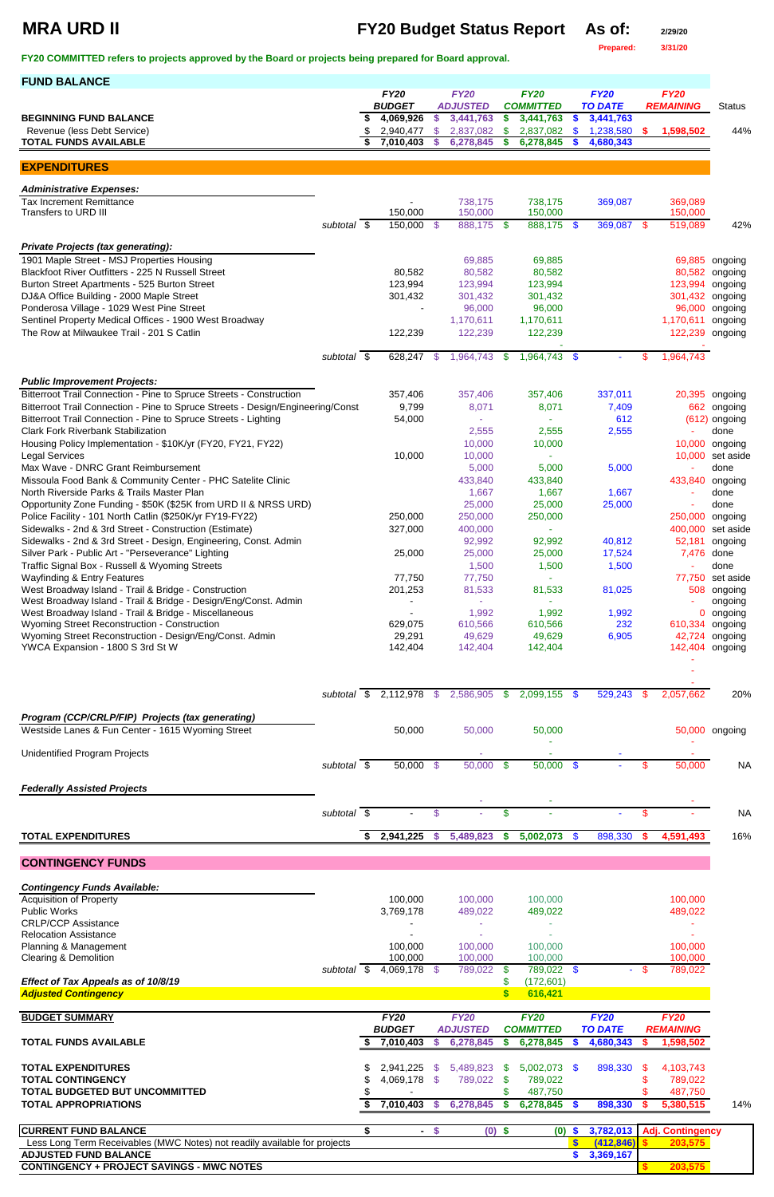# MRA URD II

## FY20 Budget Status Report

As of: 2/29/20

Prepared: 3/31/20

FY20 COMMITTED refers to projects approved by the Board or projects being prepared for Board approval.

## FUND BALANCE

| | FY20 BUDGET | FY20 ADJUSTED | FY20 COMMITTED | FY20 TO DATE | FY20 REMAINING | Status |
|---|---|---|---|---|---|---|
| **BEGINNING FUND BALANCE** | $ 4,069,926 | $ 3,441,763 | $ 3,441,763 | $ 3,441,763 | | |
| Revenue (less Debt Service) | $ 2,940,477 | $ 2,837,082 | $ 2,837,082 | $ 1,238,580 | $ 1,598,502 | 44% |
| **TOTAL FUNDS AVAILABLE** | $ 7,010,403 | $ 6,278,845 | $ 6,278,845 | $ 4,680,343 | | |

## EXPENDITURES

| | FY20 BUDGET | FY20 ADJUSTED | FY20 COMMITTED | FY20 TO DATE | FY20 REMAINING | Status |
|---|---|---|---|---|---|---|
| ***Administrative Expenses:*** | | | | | | |
| Tax Increment Remittance | - | 738,175 | 738,175 | 369,087 | 369,089 | |
| Transfers to URD III | 150,000 | 150,000 | 150,000 | | 150,000 | |
| *subtotal* | $ 150,000 | $ 888,175 | $ 888,175 | $ 369,087 | $ 519,089 | 42% |
| ***Private Projects (tax generating):*** | | | | | | |
| 1901 Maple Street - MSJ Properties Housing | | 69,885 | 69,885 | | 69,885 | ongoing |
| Blackfoot River Outfitters - 225 N Russell Street | 80,582 | 80,582 | 80,582 | | 80,582 | ongoing |
| Burton Street Apartments - 525 Burton Street | 123,994 | 123,994 | 123,994 | | 123,994 | ongoing |
| DJ&A Office Building - 2000 Maple Street | 301,432 | 301,432 | 301,432 | | 301,432 | ongoing |
| Ponderosa Village - 1029 West Pine Street | - | 96,000 | 96,000 | | 96,000 | ongoing |
| Sentinel Property Medical Offices - 1900 West Broadway | | 1,170,611 | 1,170,611 | | 1,170,611 | ongoing |
| The Row at Milwaukee Trail - 201 S Catlin | 122,239 | 122,239 | 122,239 | | 122,239 | ongoing |
| | | | - | | - | |
| *subtotal* | $ 628,247 | $ 1,964,743 | $ 1,964,743 | $ - | $ 1,964,743 | |
| ***Public Improvement Projects:*** | | | | | | |
| Bitterroot Trail Connection - Pine to Spruce Streets - Construction | 357,406 | 357,406 | 357,406 | 337,011 | 20,395 | ongoing |
| Bitterroot Trail Connection - Pine to Spruce Streets - Design/Engineering/Const | 9,799 | 8,071 | 8,071 | 7,409 | 662 | ongoing |
| Bitterroot Trail Connection - Pine to Spruce Streets - Lighting | 54,000 | - | - | 612 | (612) | ongoing |
| Clark Fork Riverbank Stabilization | | 2,555 | 2,555 | 2,555 | - | done |
| Housing Policy Implementation - $10K/yr (FY20, FY21, FY22) | | 10,000 | 10,000 | | 10,000 | ongoing |
| Legal Services | 10,000 | 10,000 | - | | 10,000 | set aside |
| Max Wave - DNRC Grant Reimbursement | | 5,000 | 5,000 | 5,000 | - | done |
| Missoula Food Bank & Community Center - PHC Satelite Clinic | | 433,840 | 433,840 | | 433,840 | ongoing |
| North Riverside Parks & Trails Master Plan | | 1,667 | 1,667 | 1,667 | - | done |
| Opportunity Zone Funding - $50K ($25K from URD II & NRSS URD) | | 25,000 | 25,000 | 25,000 | - | done |
| Police Facility - 101 North Catlin ($250K/yr FY19-FY22) | 250,000 | 250,000 | 250,000 | | 250,000 | ongoing |
| Sidewalks - 2nd & 3rd Street - Construction (Estimate) | 327,000 | 400,000 | - | | 400,000 | set aside |
| Sidewalks - 2nd & 3rd Street - Design, Engineering, Const. Admin | | 92,992 | 92,992 | 40,812 | 52,181 | ongoing |
| Silver Park - Public Art - "Perseverance" Lighting | 25,000 | 25,000 | 25,000 | 17,524 | 7,476 | done |
| Traffic Signal Box - Russell & Wyoming Streets | | 1,500 | 1,500 | 1,500 | - | done |
| Wayfinding & Entry Features | 77,750 | 77,750 | - | | 77,750 | set aside |
| West Broadway Island - Trail & Bridge - Construction | 201,253 | 81,533 | 81,533 | 81,025 | 508 | ongoing |
| West Broadway Island - Trail & Bridge - Design/Eng/Const. Admin | - | - | - | | - | ongoing |
| West Broadway Island - Trail & Bridge - Miscellaneous | - | 1,992 | 1,992 | 1,992 | 0 | ongoing |
| Wyoming Street Reconstruction - Construction | 629,075 | 610,566 | 610,566 | 232 | 610,334 | ongoing |
| Wyoming Street Reconstruction - Design/Eng/Const. Admin | 29,291 | 49,629 | 49,629 | 6,905 | 42,724 | ongoing |
| YWCA Expansion - 1800 S 3rd St W | 142,404 | 142,404 | 142,404 | | 142,404 | ongoing |
| | | | | | - | |
| | | | | | - | |
| | | | | | - | |
| *subtotal* | $ 2,112,978 | $ 2,586,905 | $ 2,099,155 | $ 529,243 | $ 2,057,662 | 20% |
| ***Program (CCP/CRLP/FIP) Projects (tax generating)*** | | | | | | |
| Westside Lanes & Fun Center - 1615 Wyoming Street | 50,000 | 50,000 | 50,000 | | 50,000 | ongoing |
| | | | - | | - | |
| Unidentified Program Projects | | - | - | - | - | |
| *subtotal* | $ 50,000 | $ 50,000 | $ 50,000 | $ - | $ 50,000 | NA |
| ***Federally Assisted Projects*** | | | | | | |
| | | - | - | | - | |
| *subtotal* | $ - | $ - | $ - | $ - | $ - | NA |
| **TOTAL EXPENDITURES** | $ 2,941,225 | $ 5,489,823 | $ 5,002,073 | $ 898,330 | $ 4,591,493 | 16% |

## CONTINGENCY FUNDS

| | FY20 BUDGET | FY20 ADJUSTED | FY20 COMMITTED | FY20 TO DATE | FY20 REMAINING |
|---|---|---|---|---|---|
| ***Contingency Funds Available:*** | | | | | |
| Acquisition of Property | 100,000 | 100,000 | 100,000 | | 100,000 |
| Public Works | 3,769,178 | 489,022 | 489,022 | | 489,022 |
| CRLP/CCP Assistance | - | - | - | | - |
| Relocation Assistance | - | - | - | | - |
| Planning & Management | 100,000 | 100,000 | 100,000 | | 100,000 |
| Clearing & Demolition | 100,000 | 100,000 | 100,000 | | 100,000 |
| *subtotal* | $ 4,069,178 | $ 789,022 | $ 789,022 | $ - | $ 789,022 |
| ***Effect of Tax Appeals as of 10/8/19*** | | | $ (172,601) | | |
| ***Adjusted Contingency*** | | | $ 616,421 | | |

## BUDGET SUMMARY

| | FY20 BUDGET | FY20 ADJUSTED | FY20 COMMITTED | FY20 TO DATE | FY20 REMAINING | |
|---|---|---|---|---|---|---|
| **TOTAL FUNDS AVAILABLE** | $ 7,010,403 | $ 6,278,845 | $ 6,278,845 | $ 4,680,343 | $ 1,598,502 | |
| **TOTAL EXPENDITURES** | $ 2,941,225 | $ 5,489,823 | $ 5,002,073 | $ 898,330 | $ 4,103,743 | |
| **TOTAL CONTINGENCY** | $ 4,069,178 | $ 789,022 | $ 789,022 | | $ 789,022 | |
| **TOTAL BUDGETED BUT UNCOMMITTED** | $ - | | $ 487,750 | | $ 487,750 | |
| **TOTAL APPROPRIATIONS** | $ 7,010,403 | $ 6,278,845 | $ 6,278,845 | $ 898,330 | $ 5,380,515 | 14% |

| | | | | | |
|---|---|---|---|---|---|
| **CURRENT FUND BALANCE** | $ - | $ (0) | $ (0) | $ 3,782,013 | **Adj. Contingency** |
| Less Long Term Receivables (MWC Notes) not readily available for projects | | | | $ (412,846) | $ 203,575 |
| **ADJUSTED FUND BALANCE** | | | | $ 3,369,167 | |
| **CONTINGENCY + PROJECT SAVINGS - MWC NOTES** | | | | | $ 203,575 |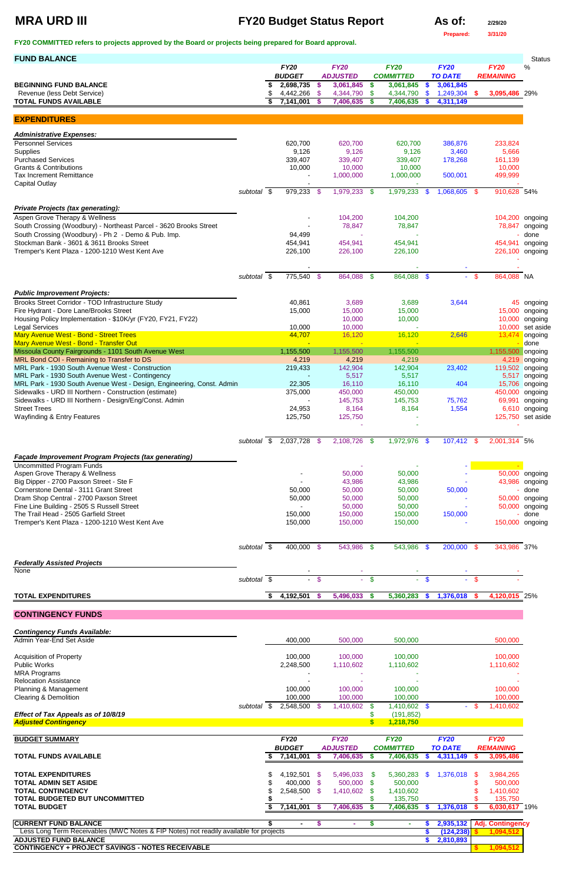# MRA URD III

**FY20 Budget Status Report**

**As of:** 2/29/20

Prepared: 3/31/20

**FY20 COMMITTED refers to projects approved by the Board or projects being prepared for Board approval.**

| FUND BALANCE | FY20 BUDGET | FY20 ADJUSTED | FY20 COMMITTED | FY20 TO DATE | FY20 REMAINING | Status % |
|---|---|---|---|---|---|---|
| **BEGINNING FUND BALANCE** | $ 2,698,735 | $ 3,061,845 | $ 3,061,845 | $ 3,061,845 | | |
| Revenue (less Debt Service) | $ 4,442,266 | $ 4,344,790 | $ 4,344,790 | $ 1,249,304 | $ 3,095,486 | 29% |
| **TOTAL FUNDS AVAILABLE** | $ 7,141,001 | $ 7,406,635 | $ 7,406,635 | $ 4,311,149 | | |

## EXPENDITURES

| | FY20 BUDGET | FY20 ADJUSTED | FY20 COMMITTED | FY20 TO DATE | FY20 REMAINING | Status |
|---|---|---|---|---|---|---|
| ***Administrative Expenses:*** | | | | | | |
| Personnel Services | 620,700 | 620,700 | 620,700 | 386,876 | 233,824 | |
| Supplies | 9,126 | 9,126 | 9,126 | 3,460 | 5,666 | |
| Purchased Services | 339,407 | 339,407 | 339,407 | 178,268 | 161,139 | |
| Grants & Contributions | 10,000 | 10,000 | 10,000 | | 10,000 | |
| Tax Increment Remittance | - | 1,000,000 | 1,000,000 | 500,001 | 499,999 | |
| Capital Outlay | - | | - | | - | |
| subtotal | $ 979,233 | $ 1,979,233 | $ 1,979,233 | $ 1,068,605 | $ 910,628 | 54% |
| ***Private Projects (tax generating):*** | | | | | | |
| Aspen Grove Therapy & Wellness | - | 104,200 | 104,200 | | 104,200 | ongoing |
| South Crossing (Woodbury) - Northeast Parcel - 3620 Brooks Street | - | 78,847 | 78,847 | | 78,847 | ongoing |
| South Crossing (Woodbury) - Ph 2 - Demo & Pub. Imp. | 94,499 | - | - | | - | done |
| Stockman Bank - 3601 & 3611 Brooks Street | 454,941 | 454,941 | 454,941 | | 454,941 | ongoing |
| Tremper's Kent Plaza - 1200-1210 West Kent Ave | 226,100 | 226,100 | 226,100 | | 226,100 | ongoing |
| | - | | - | - | - | |
| subtotal | $ 775,540 | $ 864,088 | $ 864,088 | $ - | $ 864,088 | NA |
| ***Public Improvement Projects:*** | | | | | | |
| Brooks Street Corridor - TOD Infrastructure Study | 40,861 | 3,689 | 3,689 | 3,644 | 45 | ongoing |
| Fire Hydrant - Dore Lane/Brooks Street | 15,000 | 15,000 | 15,000 | | 15,000 | ongoing |
| Housing Policy Implementation - $10K/yr (FY20, FY21, FY22) | | 10,000 | 10,000 | | 10,000 | ongoing |
| Legal Services | 10,000 | 10,000 | - | | 10,000 | set aside |
| Mary Avenue West - Bond - Street Trees | 44,707 | 16,120 | 16,120 | 2,646 | 13,474 | ongoing |
| Mary Avenue West - Bond - Transfer Out | - | - | - | | - | done |
| Missoula County Fairgrounds - 1101 South Avenue West | 1,155,500 | 1,155,500 | 1,155,500 | | 1,155,500 | ongoing |
| MRL Bond COI - Remaining to Transfer to DS | 4,219 | 4,219 | 4,219 | | 4,219 | ongoing |
| MRL Park - 1930 South Avenue West - Construction | 219,433 | 142,904 | 142,904 | 23,402 | 119,502 | ongoing |
| MRL Park - 1930 South Avenue West - Contingency | - | 5,517 | 5,517 | | 5,517 | ongoing |
| MRL Park - 1930 South Avenue West - Design, Engineering, Const. Admin | 22,305 | 16,110 | 16,110 | 404 | 15,706 | ongoing |
| Sidewalks - URD III Northern - Construction (estimate) | 375,000 | 450,000 | 450,000 | | 450,000 | ongoing |
| Sidewalks - URD III Northern - Design/Eng/Const. Admin | - | 145,753 | 145,753 | 75,762 | 69,991 | ongoing |
| Street Trees | 24,953 | 8,164 | 8,164 | 1,554 | 6,610 | ongoing |
| Wayfinding & Entry Features | 125,750 | 125,750 | - | | 125,750 | set aside |
| | | - | - | | | |
| subtotal | $ 2,037,728 | $ 2,108,726 | $ 1,972,976 | $ 107,412 | $ 2,001,314 | 5% |
| ***Façade Improvement Program Projects (tax generating)*** | | | | | | |
| Uncommitted Program Funds | | - | - | - | - | |
| Aspen Grove Therapy & Wellness | - | 50,000 | 50,000 | - | 50,000 | ongoing |
| Big Dipper - 2700 Paxson Street - Ste F | - | 43,986 | 43,986 | - | 43,986 | ongoing |
| Cornerstone Dental - 3111 Grant Street | 50,000 | 50,000 | 50,000 | 50,000 | - | done |
| Dram Shop Central - 2700 Paxson Street | 50,000 | 50,000 | 50,000 | - | 50,000 | ongoing |
| Fine Line Building - 2505 S Russell Street | - | 50,000 | 50,000 | - | 50,000 | ongoing |
| The Trail Head - 2505 Garfield Street | 150,000 | 150,000 | 150,000 | 150,000 | - | done |
| Tremper's Kent Plaza - 1200-1210 West Kent Ave | 150,000 | 150,000 | 150,000 | - | 150,000 | ongoing |
| subtotal | $ 400,000 | $ 543,986 | $ 543,986 | $ 200,000 | $ 343,986 | 37% |
| ***Federally Assisted Projects*** | | | | | | |
| None | - | - | - | - | - | |
| subtotal | $ - | $ - | $ - | $ - | $ - | |
| **TOTAL EXPENDITURES** | $ 4,192,501 | $ 5,496,033 | $ 5,360,283 | $ 1,376,018 | $ 4,120,015 | 25% |

## CONTINGENCY FUNDS

| | FY20 BUDGET | FY20 ADJUSTED | FY20 COMMITTED | FY20 TO DATE | FY20 REMAINING |
|---|---|---|---|---|---|
| ***Contingency Funds Available:*** | | | | | |
| Admin Year-End Set Aside | 400,000 | 500,000 | 500,000 | | 500,000 |
| Acquisition of Property | 100,000 | 100,000 | 100,000 | | 100,000 |
| Public Works | 2,248,500 | 1,110,602 | 1,110,602 | | 1,110,602 |
| MRA Programs | - | - | - | | - |
| Relocation Assistance | - | - | - | | - |
| Planning & Management | 100,000 | 100,000 | 100,000 | | 100,000 |
| Clearing & Demolition | 100,000 | 100,000 | 100,000 | | 100,000 |
| subtotal | $ 2,548,500 | $ 1,410,602 | $ 1,410,602 | $ - | $ 1,410,602 |
| ***Effect of Tax Appeals as of 10/8/19*** | | | $ (191,852) | | |
| ***Adjusted Contingency*** | | | $ 1,218,750 | | |

| BUDGET SUMMARY | FY20 BUDGET | FY20 ADJUSTED | FY20 COMMITTED | FY20 TO DATE | FY20 REMAINING | |
|---|---|---|---|---|---|---|
| **TOTAL FUNDS AVAILABLE** | $ 7,141,001 | $ 7,406,635 | $ 7,406,635 | $ 4,311,149 | $ 3,095,486 | |
| **TOTAL EXPENDITURES** | $ 4,192,501 | $ 5,496,033 | $ 5,360,283 | $ 1,376,018 | $ 3,984,265 | |
| **TOTAL ADMIN SET ASIDE** | $ 400,000 | $ 500,000 | $ 500,000 | | $ 500,000 | |
| **TOTAL CONTINGENCY** | $ 2,548,500 | $ 1,410,602 | $ 1,410,602 | | $ 1,410,602 | |
| **TOTAL BUDGETED BUT UNCOMMITTED** | $ - | | $ 135,750 | | $ 135,750 | |
| **TOTAL BUDGET** | $ 7,141,001 | $ 7,406,635 | $ 7,406,635 | $ 1,376,018 | $ 6,030,617 | 19% |

| | | | | | |
|---|---|---|---|---|---|
| **CURRENT FUND BALANCE** | $ - | $ - | $ - | $ 2,935,132 | **Adj. Contingency** |
| Less Long Term Receivables (MWC Notes & FIP Notes) not readily available for projects | | | | $ (124,238) | $ 1,094,512 |
| **ADJUSTED FUND BALANCE** | | | | $ 2,810,893 | |
| **CONTINGENCY + PROJECT SAVINGS - NOTES RECEIVABLE** | | | | | $ 1,094,512 |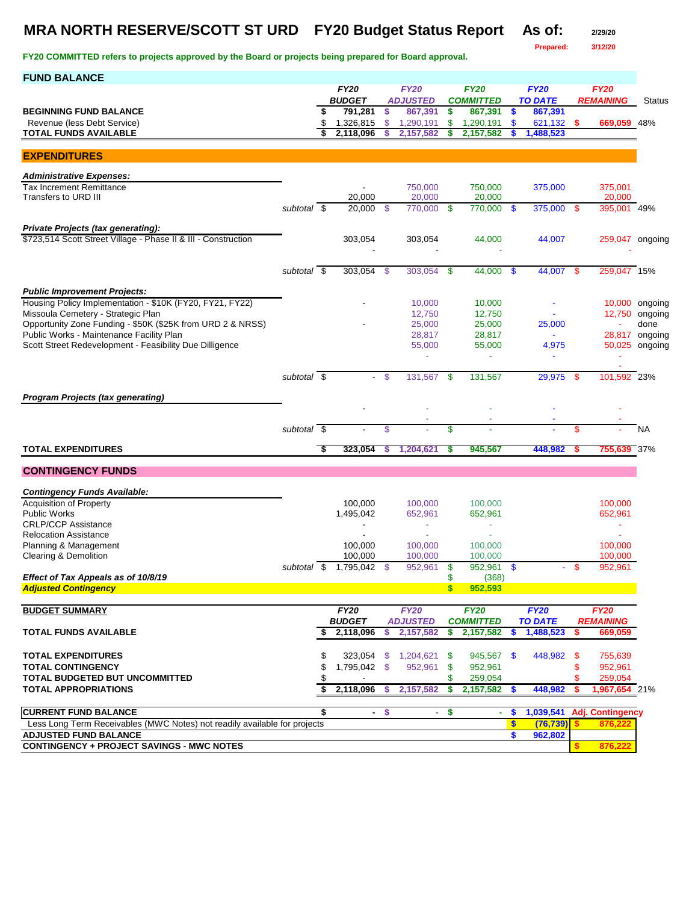# MRA NORTH RESERVE/SCOTT ST URD FY20 Budget Status Report

As of: 2/29/20
Prepared: 3/12/20

**FY20 COMMITTED refers to projects approved by the Board or projects being prepared for Board approval.**

## FUND BALANCE

| | | FY20 BUDGET | FY20 ADJUSTED | FY20 COMMITTED | FY20 TO DATE | FY20 REMAINING | Status |
|---|---|---|---|---|---|---|---|
| **BEGINNING FUND BALANCE** | | $ 791,281 | $ 867,391 | $ 867,391 | $ 867,391 | | |
| Revenue (less Debt Service) | | $ 1,326,815 | $ 1,290,191 | $ 1,290,191 | $ 621,132 | $ 669,059 | 48% |
| **TOTAL FUNDS AVAILABLE** | | $ 2,118,096 | $ 2,157,582 | $ 2,157,582 | $ 1,488,523 | | |

## EXPENDITURES

| | | FY20 BUDGET | FY20 ADJUSTED | FY20 COMMITTED | FY20 TO DATE | FY20 REMAINING | Status |
|---|---|---|---|---|---|---|---|
| ***Administrative Expenses:*** | | | | | | | |
| Tax Increment Remittance | | - | 750,000 | 750,000 | 375,000 | 375,001 | |
| Transfers to URD III | | 20,000 | 20,000 | 20,000 | | 20,000 | |
| | subtotal | $ 20,000 | $ 770,000 | $ 770,000 | $ 375,000 | $ 395,001 | 49% |
| ***Private Projects (tax generating):*** | | | | | | | |
| $723,514 Scott Street Village - Phase II & III - Construction | | 303,054 | 303,054 | 44,000 | 44,007 | 259,047 | ongoing |
| | | - | - | - | | - | |
| | subtotal | $ 303,054 | $ 303,054 | $ 44,000 | $ 44,007 | $ 259,047 | 15% |
| ***Public Improvement Projects:*** | | | | | | | |
| Housing Policy Implementation - $10K (FY20, FY21, FY22) | | - | 10,000 | 10,000 | - | 10,000 | ongoing |
| Missoula Cemetery - Strategic Plan | | | 12,750 | 12,750 | - | 12,750 | ongoing |
| Opportunity Zone Funding - $50K ($25K from URD 2 & NRSS) | | - | 25,000 | 25,000 | 25,000 | - | done |
| Public Works - Maintenance Facility Plan | | | 28,817 | 28,817 | - | 28,817 | ongoing |
| Scott Street Redevelopment - Feasibility Due Dilligence | | | 55,000 | 55,000 | 4,975 | 50,025 | ongoing |
| | | | - | - | - | - | |
| | | | | | | - | |
| | subtotal | $ - | $ 131,567 | $ 131,567 | 29,975 | $ 101,592 | 23% |
| ***Program Projects (tax generating)*** | | | | | | | |
| | | - | - | - | - | - | |
| | | | - | - | - | - | |
| | subtotal | $ - | $ - | $ - | - | $ - | NA |
| **TOTAL EXPENDITURES** | | $ 323,054 | $ 1,204,621 | $ 945,567 | 448,982 | $ 755,639 | 37% |

## CONTINGENCY FUNDS

| | | FY20 BUDGET | FY20 ADJUSTED | FY20 COMMITTED | FY20 TO DATE | FY20 REMAINING | Status |
|---|---|---|---|---|---|---|---|
| ***Contingency Funds Available:*** | | | | | | | |
| Acquisition of Property | | 100,000 | 100,000 | 100,000 | | 100,000 | |
| Public Works | | 1,495,042 | 652,961 | 652,961 | | 652,961 | |
| CRLP/CCP Assistance | | - | - | - | | - | |
| Relocation Assistance | | - | - | - | | - | |
| Planning & Management | | 100,000 | 100,000 | 100,000 | | 100,000 | |
| Clearing & Demolition | | 100,000 | 100,000 | 100,000 | | 100,000 | |
| | subtotal | $ 1,795,042 | $ 952,961 | $ 952,961 | $ - | $ 952,961 | |
| ***Effect of Tax Appeals as of 10/8/19*** | | | | $ (368) | | | |
| ***Adjusted Contingency*** | | | | **$ 952,593** | | | |

## BUDGET SUMMARY

| | FY20 BUDGET | FY20 ADJUSTED | FY20 COMMITTED | FY20 TO DATE | FY20 REMAINING | |
|---|---|---|---|---|---|---|
| **TOTAL FUNDS AVAILABLE** | $ 2,118,096 | $ 2,157,582 | $ 2,157,582 | $ 1,488,523 | $ 669,059 | |
| **TOTAL EXPENDITURES** | $ 323,054 | $ 1,204,621 | $ 945,567 | $ 448,982 | $ 755,639 | |
| **TOTAL CONTINGENCY** | $ 1,795,042 | $ 952,961 | $ 952,961 | | $ 952,961 | |
| **TOTAL BUDGETED BUT UNCOMMITTED** | $ - | | $ 259,054 | | $ 259,054 | |
| **TOTAL APPROPRIATIONS** | $ 2,118,096 | $ 2,157,582 | $ 2,157,582 | $ 448,982 | $ 1,967,654 | 21% |

| | | | | | |
|---|---|---|---|---|---|
| **CURRENT FUND BALANCE** | $ - | $ - | $ - | $ 1,039,541 | **Adj. Contingency** |
| Less Long Term Receivables (MWC Notes) not readily available for projects | | | | $ (76,739) | $ 876,222 |
| **ADJUSTED FUND BALANCE** | | | | $ 962,802 | |
| **CONTINGENCY + PROJECT SAVINGS - MWC NOTES** | | | | | $ 876,222 |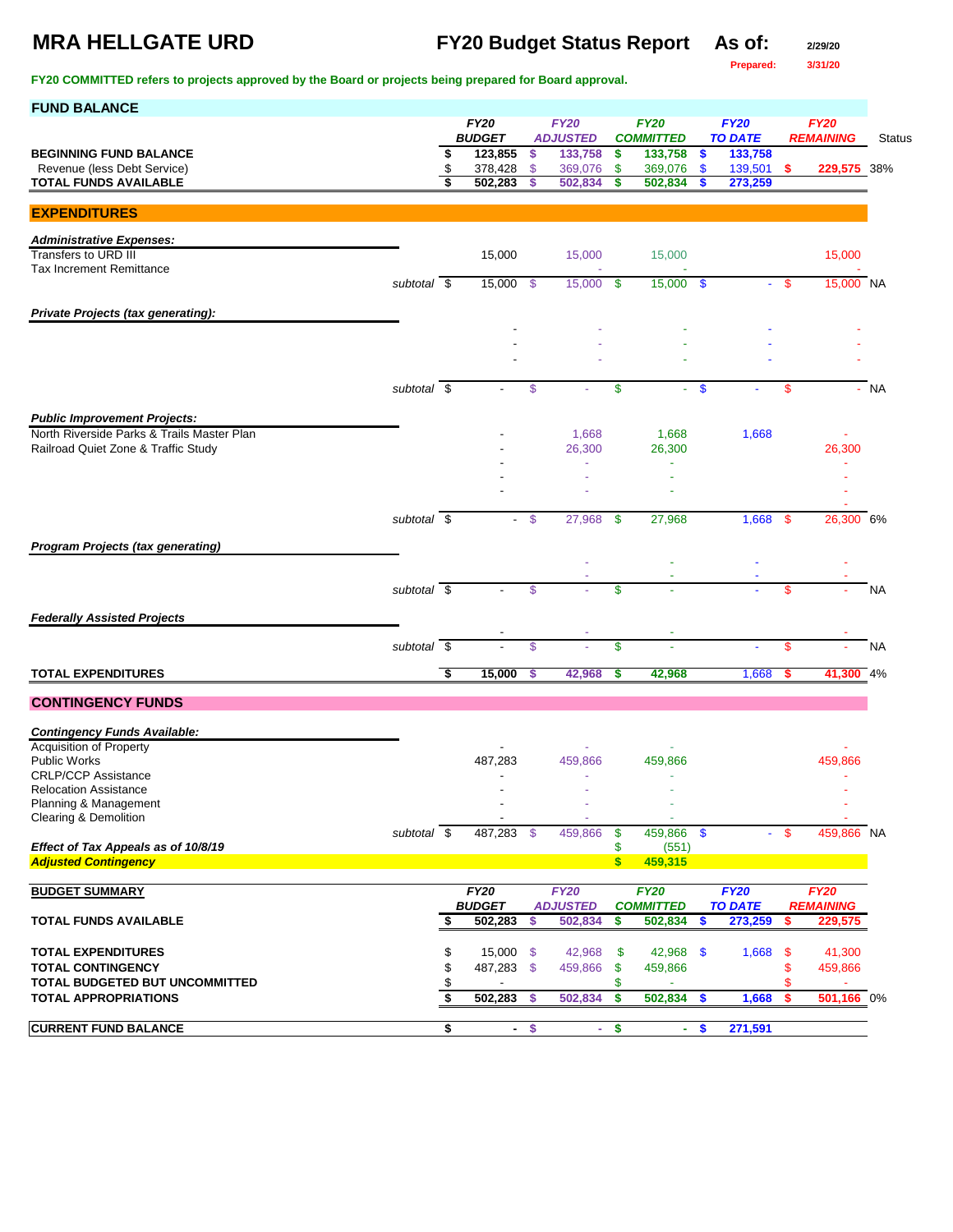# MRA HELLGATE URD

**FY20 Budget Status Report** **As of:** 2/29/20

**Prepared:** 3/31/20

**FY20 COMMITTED refers to projects approved by the Board or projects being prepared for Board approval.**

## FUND BALANCE

| | | FY20 BUDGET | FY20 ADJUSTED | FY20 COMMITTED | FY20 TO DATE | FY20 REMAINING | Status |
|---|---|---|---|---|---|---|---|
| **BEGINNING FUND BALANCE** | | $ 123,855 | $ 133,758 | $ 133,758 | $ 133,758 | | |
| Revenue (less Debt Service) | | $ 378,428 | $ 369,076 | $ 369,076 | $ 139,501 | $ 229,575 | 38% |
| **TOTAL FUNDS AVAILABLE** | | $ 502,283 | $ 502,834 | $ 502,834 | $ 273,259 | | |

## EXPENDITURES

| | | FY20 BUDGET | FY20 ADJUSTED | FY20 COMMITTED | FY20 TO DATE | FY20 REMAINING | Status |
|---|---|---|---|---|---|---|---|
| ***Administrative Expenses:*** | | | | | | | |
| Transfers to URD III | | 15,000 | 15,000 | 15,000 | | 15,000 | |
| Tax Increment Remittance | | | - | - | | - | |
| | *subtotal* | $ 15,000 | $ 15,000 | $ 15,000 | $ - | $ 15,000 | NA |
| ***Private Projects (tax generating):*** | | | | | | | |
| | | - | - | - | - | - | |
| | | - | - | - | - | - | |
| | | - | - | - | - | - | |
| | *subtotal* | $ - | $ - | $ - | $ - | $ - | NA |
| ***Public Improvement Projects:*** | | | | | | | |
| North Riverside Parks & Trails Master Plan | | - | 1,668 | 1,668 | 1,668 | - | |
| Railroad Quiet Zone & Traffic Study | | - | 26,300 | 26,300 | | 26,300 | |
| | | - | - | - | | - | |
| | | - | - | - | | - | |
| | | - | - | - | | - | |
| | | | | | | - | |
| | *subtotal* | $ - | $ 27,968 | $ 27,968 | 1,668 | $ 26,300 | 6% |
| ***Program Projects (tax generating)*** | | | | | | | |
| | | | - | - | - | - | |
| | | | - | - | - | - | |
| | *subtotal* | $ - | $ - | $ - | - | $ - | NA |
| ***Federally Assisted Projects*** | | | | | | | |
| | | - | - | - | | - | |
| | *subtotal* | $ - | $ - | $ - | - | $ - | NA |
| **TOTAL EXPENDITURES** | | $ 15,000 | $ 42,968 | $ 42,968 | 1,668 | $ 41,300 | 4% |

## CONTINGENCY FUNDS

| | | FY20 BUDGET | FY20 ADJUSTED | FY20 COMMITTED | FY20 TO DATE | FY20 REMAINING | Status |
|---|---|---|---|---|---|---|---|
| ***Contingency Funds Available:*** | | | | | | | |
| Acquisition of Property | | - | - | - | | - | |
| Public Works | | 487,283 | 459,866 | 459,866 | | 459,866 | |
| CRLP/CCP Assistance | | - | - | - | | - | |
| Relocation Assistance | | - | - | - | | - | |
| Planning & Management | | - | - | - | | - | |
| Clearing & Demolition | | - | - | - | | - | |
| | *subtotal* | $ 487,283 | $ 459,866 | $ 459,866 | $ - | $ 459,866 | NA |
| ***Effect of Tax Appeals as of 10/8/19*** | | | | $ (551) | | | |
| ***Adjusted Contingency*** | | | | **$ 459,315** | | | |

## BUDGET SUMMARY

| | FY20 BUDGET | FY20 ADJUSTED | FY20 COMMITTED | FY20 TO DATE | FY20 REMAINING | |
|---|---|---|---|---|---|---|
| **TOTAL FUNDS AVAILABLE** | $ 502,283 | $ 502,834 | $ 502,834 | $ 273,259 | $ 229,575 | |
| **TOTAL EXPENDITURES** | $ 15,000 | $ 42,968 | $ 42,968 | $ 1,668 | $ 41,300 | |
| **TOTAL CONTINGENCY** | $ 487,283 | $ 459,866 | $ 459,866 | | $ 459,866 | |
| **TOTAL BUDGETED BUT UNCOMMITTED** | $ - | | $ - | | $ - | |
| **TOTAL APPROPRIATIONS** | $ 502,283 | $ 502,834 | $ 502,834 | $ 1,668 | $ 501,166 | 0% |
| **CURRENT FUND BALANCE** | $ - | $ - | $ - | $ 271,591 | | |